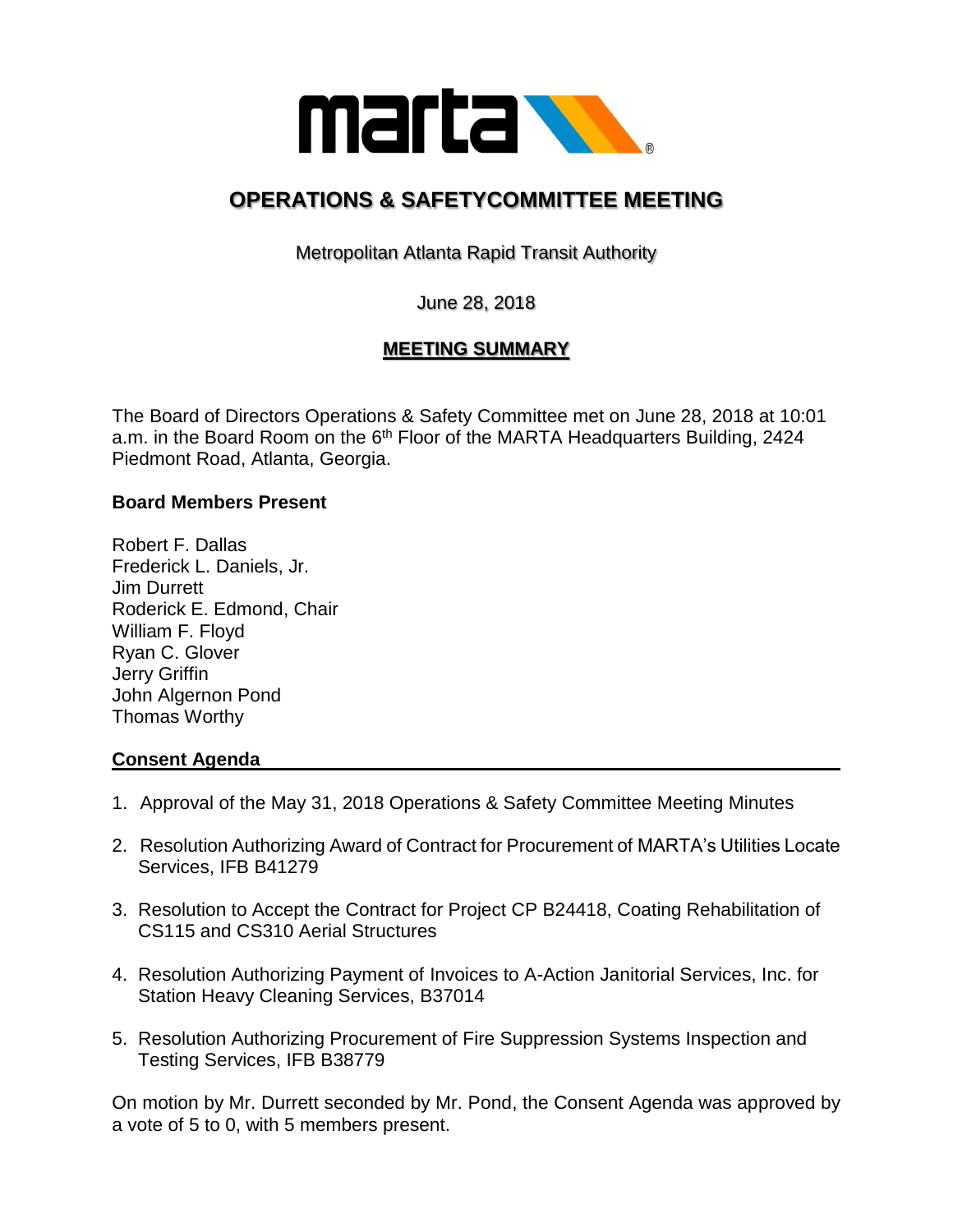# OPERATIONS & SAFETYCOMMITTEE MEETING

Metropolitan Atlanta Rapid Transit Authority

June 28, 2018

**MEETING SUMMARY**

The Board of Directors Operations & Safety Committee met on June 28, 2018 at 10:01 a.m. in the Board Room on the 6th Floor of the MARTA Headquarters Building, 2424 Piedmont Road, Atlanta, Georgia.

**Board Members Present**

Robert F. Dallas
Frederick L. Daniels, Jr.
Jim Durrett
Roderick E. Edmond, Chair
William F. Floyd
Ryan C. Glover
Jerry Griffin
John Algernon Pond
Thomas Worthy

**Consent Agenda**

1. Approval of the May 31, 2018 Operations & Safety Committee Meeting Minutes
2. Resolution Authorizing Award of Contract for Procurement of MARTA's Utilities Locate Services, IFB B41279
3. Resolution to Accept the Contract for Project CP B24418, Coating Rehabilitation of CS115 and CS310 Aerial Structures
4. Resolution Authorizing Payment of Invoices to A-Action Janitorial Services, Inc. for Station Heavy Cleaning Services, B37014
5. Resolution Authorizing Procurement of Fire Suppression Systems Inspection and Testing Services, IFB B38779

On motion by Mr. Durrett seconded by Mr. Pond, the Consent Agenda was approved by a vote of 5 to 0, with 5 members present.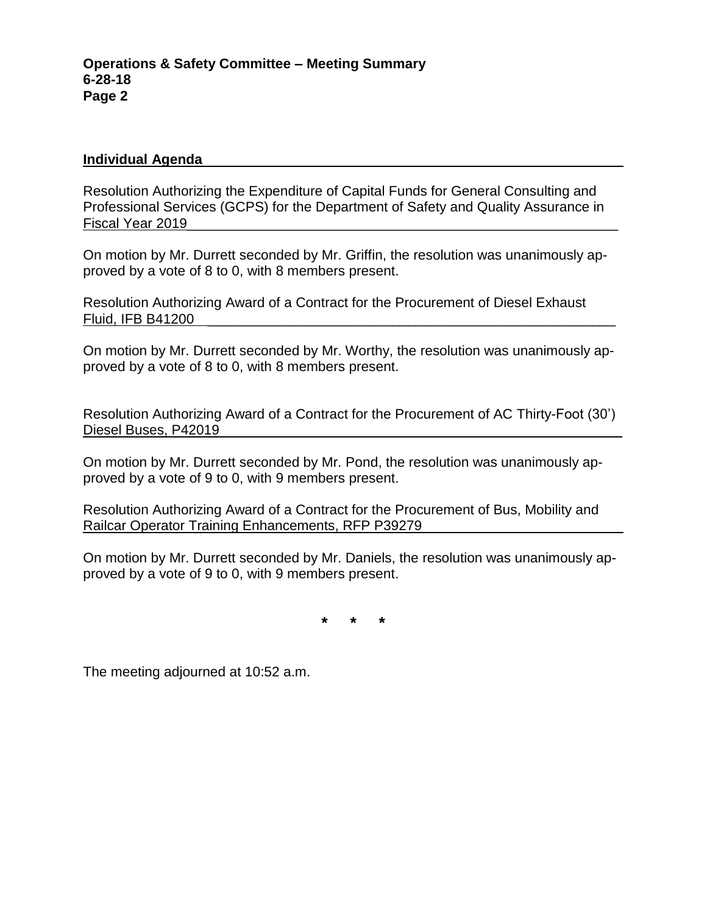## Individual Agenda

Resolution Authorizing the Expenditure of Capital Funds for General Consulting and Professional Services (GCPS) for the Department of Safety and Quality Assurance in Fiscal Year 2019

On motion by Mr. Durrett seconded by Mr. Griffin, the resolution was unanimously approved by a vote of 8 to 0, with 8 members present.

Resolution Authorizing Award of a Contract for the Procurement of Diesel Exhaust Fluid, IFB B41200

On motion by Mr. Durrett seconded by Mr. Worthy, the resolution was unanimously approved by a vote of 8 to 0, with 8 members present.

Resolution Authorizing Award of a Contract for the Procurement of AC Thirty-Foot (30') Diesel Buses, P42019

On motion by Mr. Durrett seconded by Mr. Pond, the resolution was unanimously approved by a vote of 9 to 0, with 9 members present.

Resolution Authorizing Award of a Contract for the Procurement of Bus, Mobility and Railcar Operator Training Enhancements, RFP P39279

On motion by Mr. Durrett seconded by Mr. Daniels, the resolution was unanimously approved by a vote of 9 to 0, with 9 members present.

\* \* \*

The meeting adjourned at 10:52 a.m.